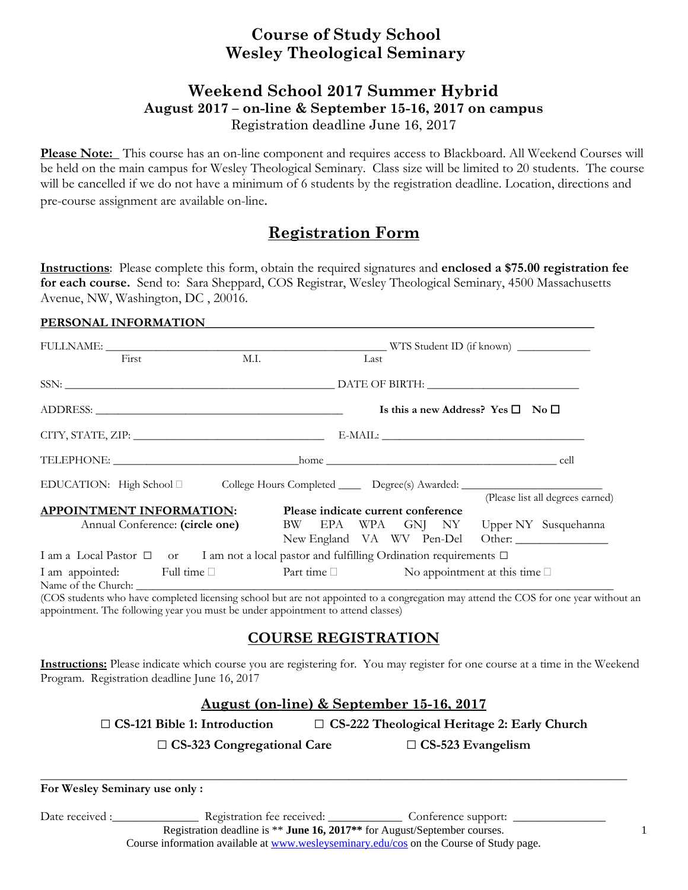# Course of Study School
# Wesley Theological Seminary

## Weekend School 2017 Summer Hybrid
### August 2017 – on-line & September 15-16, 2017 on campus
Registration deadline June 16, 2017

**Please Note:** This course has an on-line component and requires access to Blackboard. All Weekend Courses will be held on the main campus for Wesley Theological Seminary. Class size will be limited to 20 students. The course will be cancelled if we do not have a minimum of 6 students by the registration deadline. Location, directions and pre-course assignment are available on-line.

## Registration Form

**Instructions**: Please complete this form, obtain the required signatures and **enclosed a $75.00 registration fee for each course.** Send to: Sara Sheppard, COS Registrar, Wesley Theological Seminary, 4500 Massachusetts Avenue, NW, Washington, DC , 20016.

**PERSONAL INFORMATION**

FULLNAME: ______________________________________ WTS Student ID (if known) ____________
First M.I. Last

SSN: ______________________________________ DATE OF BIRTH: ________________________

ADDRESS: ______________________________________ **Is this a new Address? Yes ☐ No ☐**

CITY, STATE, ZIP: ______________________________ E-MAIL: ______________________________

TELEPHONE: ______________________________home ______________________________ cell

EDUCATION: High School ☐ College Hours Completed ____ Degree(s) Awarded: ______________________
(Please list all degrees earned)

**APPOINTMENT INFORMATION:** **Please indicate current conference**
Annual Conference: **(circle one)** BW EPA WPA GNJ NY Upper NY Susquehanna
New England VA WV Pen-Del Other: ______________

I am a Local Pastor ☐ or I am not a local pastor and fulfilling Ordination requirements ☐

I am appointed: Full time ☐ Part time ☐ No appointment at this time ☐

Name of the Church: ______________________________________________________________

(COS students who have completed licensing school but are not appointed to a congregation may attend the COS for one year without an appointment. The following year you must be under appointment to attend classes)

## COURSE REGISTRATION

**Instructions:** Please indicate which course you are registering for. You may register for one course at a time in the Weekend Program. Registration deadline June 16, 2017

### August (on-line) & September 15-16, 2017

**☐ CS-121 Bible 1: Introduction** **☐ CS-222 Theological Heritage 2: Early Church**

**☐ CS-323 Congregational Care** **☐ CS-523 Evangelism**

---

**For Wesley Seminary use only :**

Date received :______________ Registration fee received: ____________ Conference support: ______________

Registration deadline is ** **June 16, 2017**** for August/September courses.
Course information available at www.wesleyseminary.edu/cos on the Course of Study page.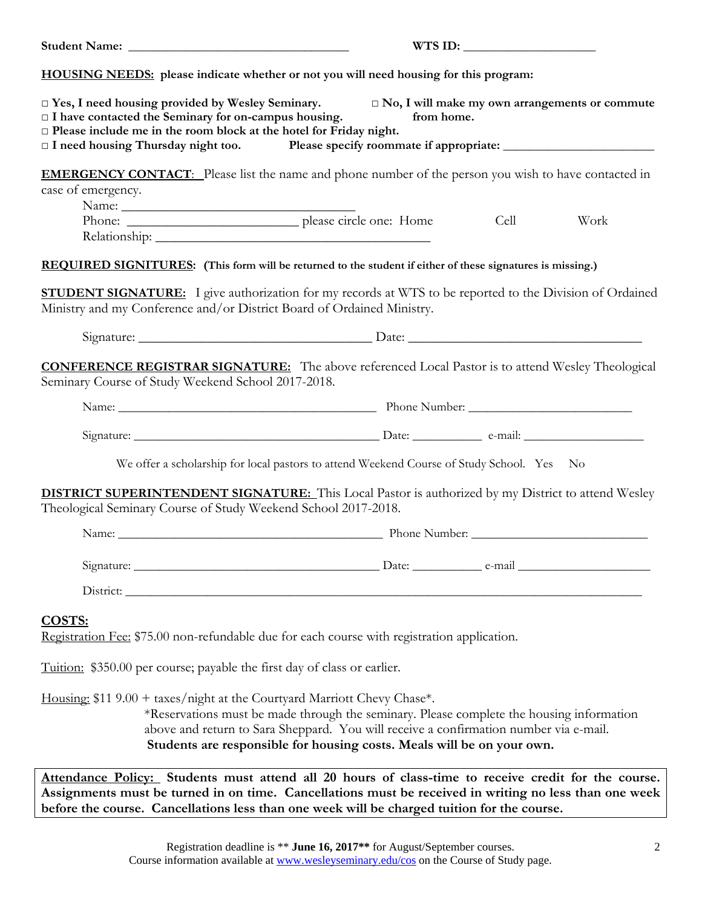**Student Name:** ___________________________________ **WTS ID:** _____________________

**HOUSING NEEDS: please indicate whether or not you will need housing for this program:**

**□ Yes, I need housing provided by Wesley Seminary.**
**□ I have contacted the Seminary for on-campus housing.**
**□ Please include me in the room block at the hotel for Friday night.**
**□ I need housing Thursday night too.** **Please specify roommate if appropriate:** _______________________

**□ No, I will make my own arrangements or commute from home.**

**EMERGENCY CONTACT**: Please list the name and phone number of the person you wish to have contacted in case of emergency.

Name: ___________________________________
Phone: _________________________ please circle one: Home Cell Work
Relationship: ___________________________________________

**REQUIRED SIGNITURES: (This form will be returned to the student if either of these signatures is missing.)**

**STUDENT SIGNATURE:** I give authorization for my records at WTS to be reported to the Division of Ordained Ministry and my Conference and/or District Board of Ordained Ministry.

Signature: ___________________________________ Date: ___________________________________

**CONFERENCE REGISTRAR SIGNATURE:** The above referenced Local Pastor is to attend Wesley Theological Seminary Course of Study Weekend School 2017-2018.

Name: __________________________________________ Phone Number: __________________________

Signature: ______________________________________ Date: ___________ e-mail: ___________________

We offer a scholarship for local pastors to attend Weekend Course of Study School. Yes No

**DISTRICT SUPERINTENDENT SIGNATURE:** This Local Pastor is authorized by my District to attend Wesley Theological Seminary Course of Study Weekend School 2017-2018.

Name: __________________________________________ Phone Number: ____________________________

Signature: ______________________________________ Date: ___________ e-mail _____________________

District: _________________________________________________________________________________

**COSTS:**

Registration Fee: $75.00 non-refundable due for each course with registration application.

Tuition: $350.00 per course; payable the first day of class or earlier.

Housing: $11 9.00 + taxes/night at the Courtyard Marriott Chevy Chase*.
*Reservations must be made through the seminary. Please complete the housing information above and return to Sara Sheppard. You will receive a confirmation number via e-mail.
**Students are responsible for housing costs. Meals will be on your own.**

**Attendance Policy: Students must attend all 20 hours of class-time to receive credit for the course. Assignments must be turned in on time. Cancellations must be received in writing no less than one week before the course. Cancellations less than one week will be charged tuition for the course.**

Registration deadline is ** **June 16, 2017**** for August/September courses.
Course information available at www.wesleyseminary.edu/cos on the Course of Study page.